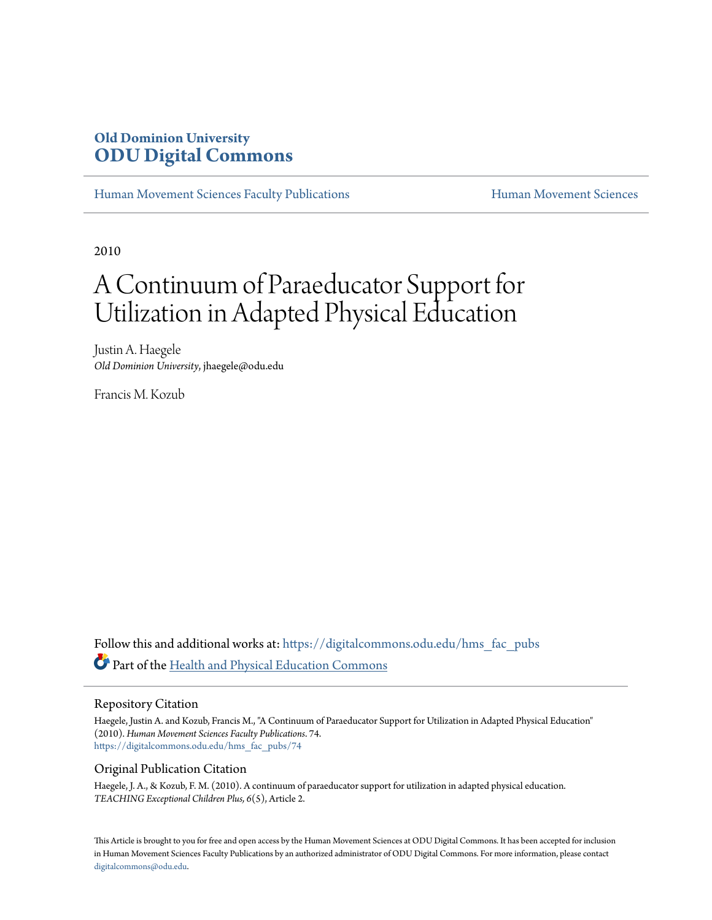**Old Dominion University**
**ODU Digital Commons**

Human Movement Sciences Faculty Publications | Human Movement Sciences

2010

# A Continuum of Paraeducator Support for Utilization in Adapted Physical Education

Justin A. Haegele
*Old Dominion University*, jhaegele@odu.edu

Francis M. Kozub

Follow this and additional works at: https://digitalcommons.odu.edu/hms_fac_pubs

Part of the Health and Physical Education Commons

## Repository Citation

Haegele, Justin A. and Kozub, Francis M., "A Continuum of Paraeducator Support for Utilization in Adapted Physical Education" (2010). *Human Movement Sciences Faculty Publications*. 74.
https://digitalcommons.odu.edu/hms_fac_pubs/74

## Original Publication Citation

Haegele, J. A., & Kozub, F. M. (2010). A continuum of paraeducator support for utilization in adapted physical education. *TEACHING Exceptional Children Plus, 6*(5), Article 2.

This Article is brought to you for free and open access by the Human Movement Sciences at ODU Digital Commons. It has been accepted for inclusion in Human Movement Sciences Faculty Publications by an authorized administrator of ODU Digital Commons. For more information, please contact digitalcommons@odu.edu.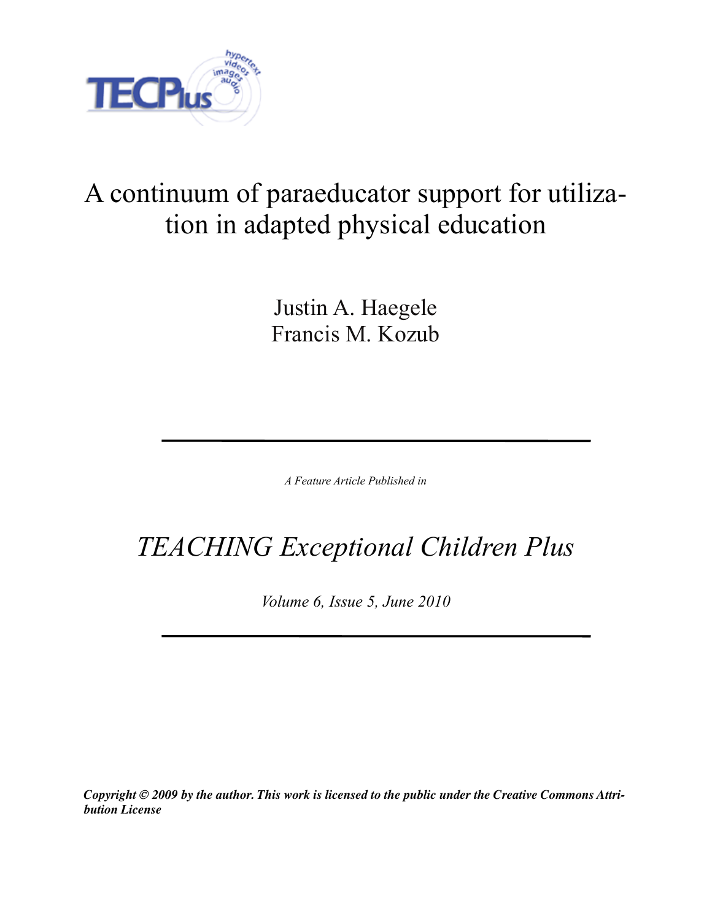# A continuum of paraeducator support for utilization in adapted physical education

Justin A. Haegele
Francis M. Kozub

*A Feature Article Published in*

## *TEACHING Exceptional Children Plus*

*Volume 6, Issue 5, June 2010*

***Copyright © 2009 by the author. This work is licensed to the public under the Creative Commons Attribution License***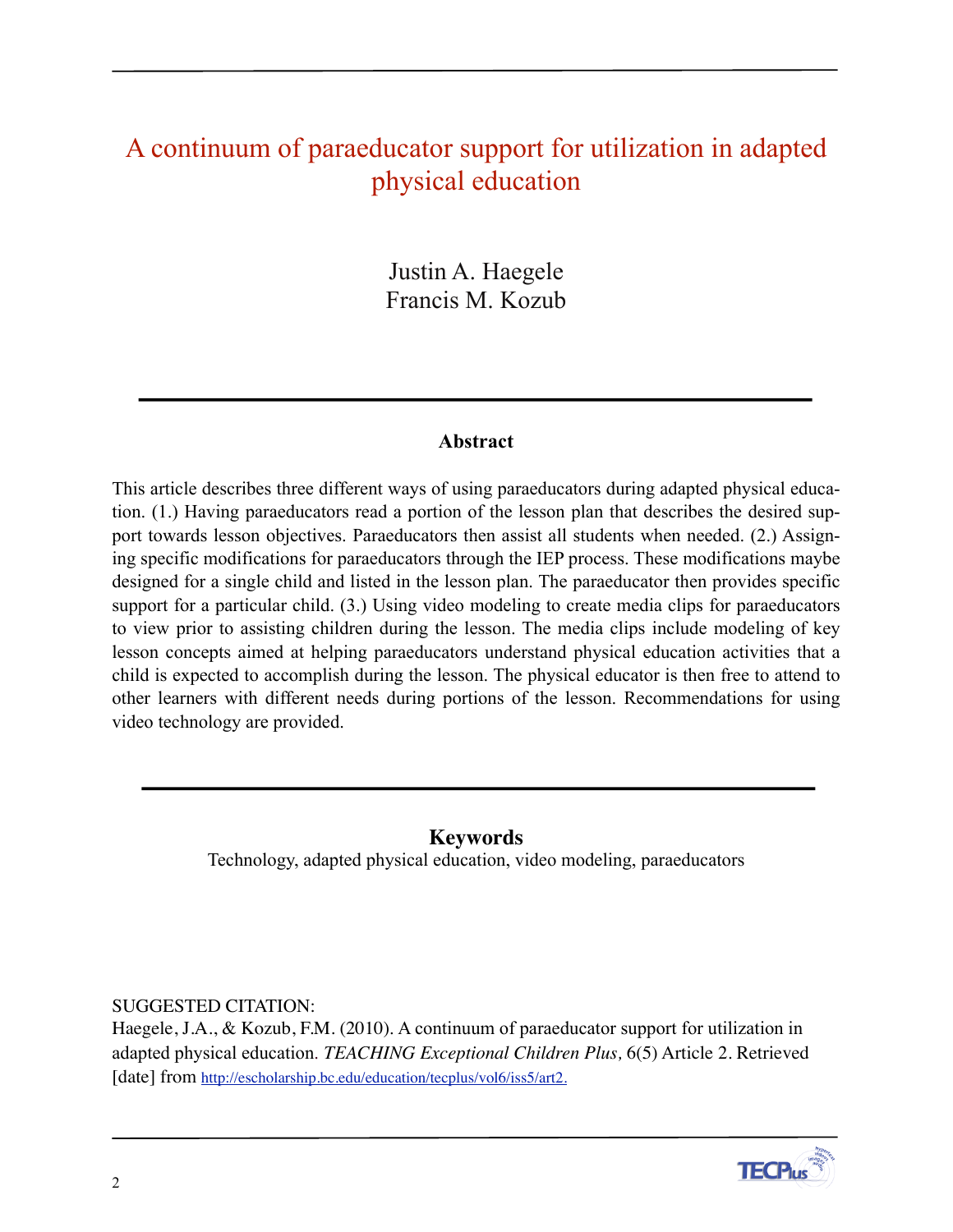# A continuum of paraeducator support for utilization in adapted physical education

Justin A. Haegele
Francis M. Kozub

## Abstract

This article describes three different ways of using paraeducators during adapted physical education. (1.) Having paraeducators read a portion of the lesson plan that describes the desired support towards lesson objectives. Paraeducators then assist all students when needed. (2.) Assigning specific modifications for paraeducators through the IEP process. These modifications maybe designed for a single child and listed in the lesson plan. The paraeducator then provides specific support for a particular child. (3.) Using video modeling to create media clips for paraeducators to view prior to assisting children during the lesson. The media clips include modeling of key lesson concepts aimed at helping paraeducators understand physical education activities that a child is expected to accomplish during the lesson. The physical educator is then free to attend to other learners with different needs during portions of the lesson. Recommendations for using video technology are provided.

## Keywords

Technology, adapted physical education, video modeling, paraeducators

SUGGESTED CITATION:
Haegele, J.A., & Kozub, F.M. (2010). A continuum of paraeducator support for utilization in adapted physical education. *TEACHING Exceptional Children Plus,* 6(5) Article 2. Retrieved [date] from http://escholarship.bc.edu/education/tecplus/vol6/iss5/art2.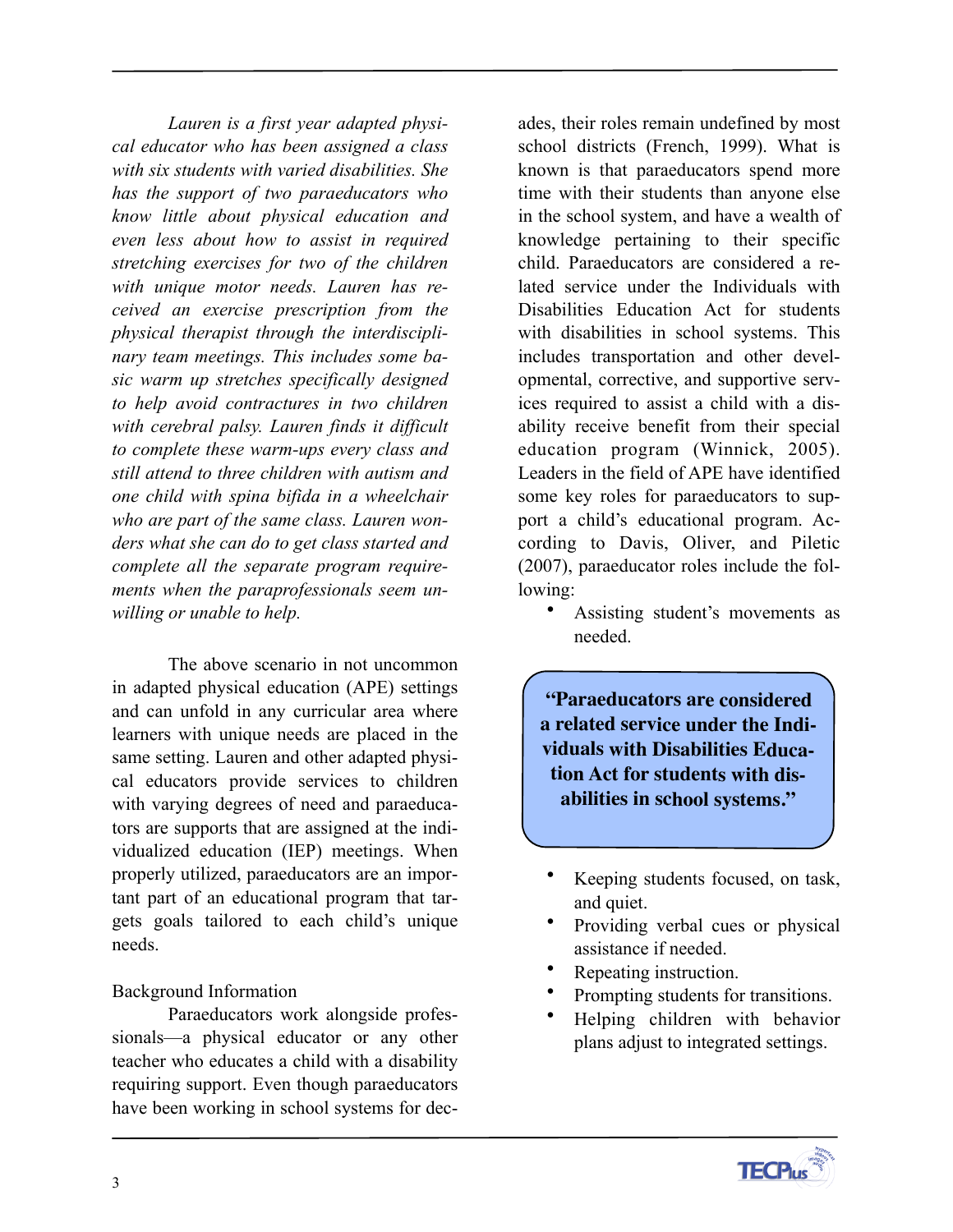*Lauren is a first year adapted physical educator who has been assigned a class with six students with varied disabilities. She has the support of two paraeducators who know little about physical education and even less about how to assist in required stretching exercises for two of the children with unique motor needs. Lauren has received an exercise prescription from the physical therapist through the interdisciplinary team meetings. This includes some basic warm up stretches specifically designed to help avoid contractures in two children with cerebral palsy. Lauren finds it difficult to complete these warm-ups every class and still attend to three children with autism and one child with spina bifida in a wheelchair who are part of the same class. Lauren wonders what she can do to get class started and complete all the separate program requirements when the paraprofessionals seem unwilling or unable to help.*

The above scenario in not uncommon in adapted physical education (APE) settings and can unfold in any curricular area where learners with unique needs are placed in the same setting. Lauren and other adapted physical educators provide services to children with varying degrees of need and paraeducators are supports that are assigned at the individualized education (IEP) meetings. When properly utilized, paraeducators are an important part of an educational program that targets goals tailored to each child's unique needs.

Background Information

Paraeducators work alongside professionals—a physical educator or any other teacher who educates a child with a disability requiring support. Even though paraeducators have been working in school systems for decades, their roles remain undefined by most school districts (French, 1999). What is known is that paraeducators spend more time with their students than anyone else in the school system, and have a wealth of knowledge pertaining to their specific child. Paraeducators are considered a related service under the Individuals with Disabilities Education Act for students with disabilities in school systems. This includes transportation and other developmental, corrective, and supportive services required to assist a child with a disability receive benefit from their special education program (Winnick, 2005). Leaders in the field of APE have identified some key roles for paraeducators to support a child's educational program. According to Davis, Oliver, and Piletic (2007), paraeducator roles include the following:

- Assisting student's movements as needed.
- Keeping students focused, on task, and quiet.
- Providing verbal cues or physical assistance if needed.
- Repeating instruction.
- Prompting students for transitions.
- Helping children with behavior plans adjust to integrated settings.

> **"Paraeducators are considered a related service under the Individuals with Disabilities Education Act for students with disabilities in school systems."**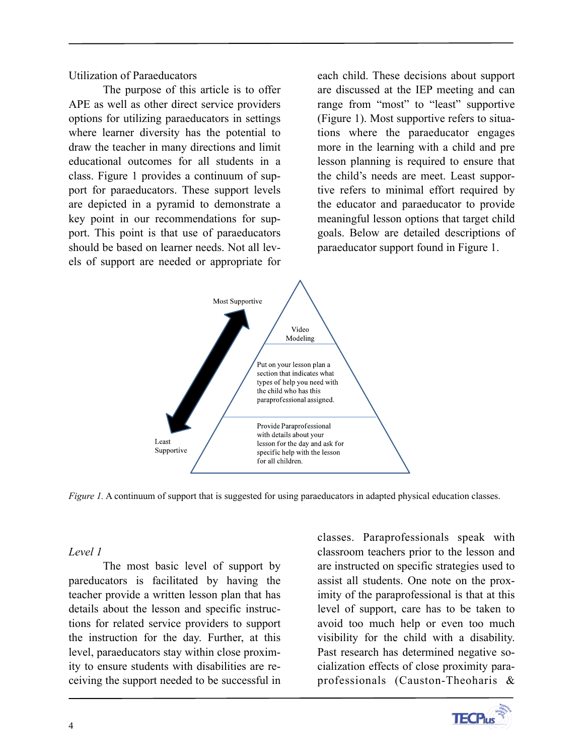Utilization of Paraeducators

The purpose of this article is to offer APE as well as other direct service providers options for utilizing paraeducators in settings where learner diversity has the potential to draw the teacher in many directions and limit educational outcomes for all students in a class. Figure 1 provides a continuum of support for paraeducators. These support levels are depicted in a pyramid to demonstrate a key point in our recommendations for support. This point is that use of paraeducators should be based on learner needs. Not all levels of support are needed or appropriate for each child. These decisions about support are discussed at the IEP meeting and can range from "most" to "least" supportive (Figure 1). Most supportive refers to situations where the paraeducator engages more in the learning with a child and pre lesson planning is required to ensure that the child's needs are meet. Least supportive refers to minimal effort required by the educator and paraeducator to provide meaningful lesson options that target child goals. Below are detailed descriptions of paraeducator support found in Figure 1.

Most Supportive

Video Modeling

Put on your lesson plan a section that indicates what types of help you need with the child who has this paraprofessional assigned.

Provide Paraprofessional with details about your lesson for the day and ask for specific help with the lesson for all children.

Least Supportive

*Figure 1.* A continuum of support that is suggested for using paraeducators in adapted physical education classes.

*Level 1*

The most basic level of support by paredcuators is facilitated by having the teacher provide a written lesson plan that has details about the lesson and specific instructions for related service providers to support the instruction for the day. Further, at this level, paraeducators stay within close proximity to ensure students with disabilities are receiving the support needed to be successful in classes. Paraprofessionals speak with classroom teachers prior to the lesson and are instructed on specific strategies used to assist all students. One note on the proximity of the paraprofessional is that at this level of support, care has to be taken to avoid too much help or even too much visibility for the child with a disability. Past research has determined negative socialization effects of close proximity paraprofessionals (Causton-Theoharis &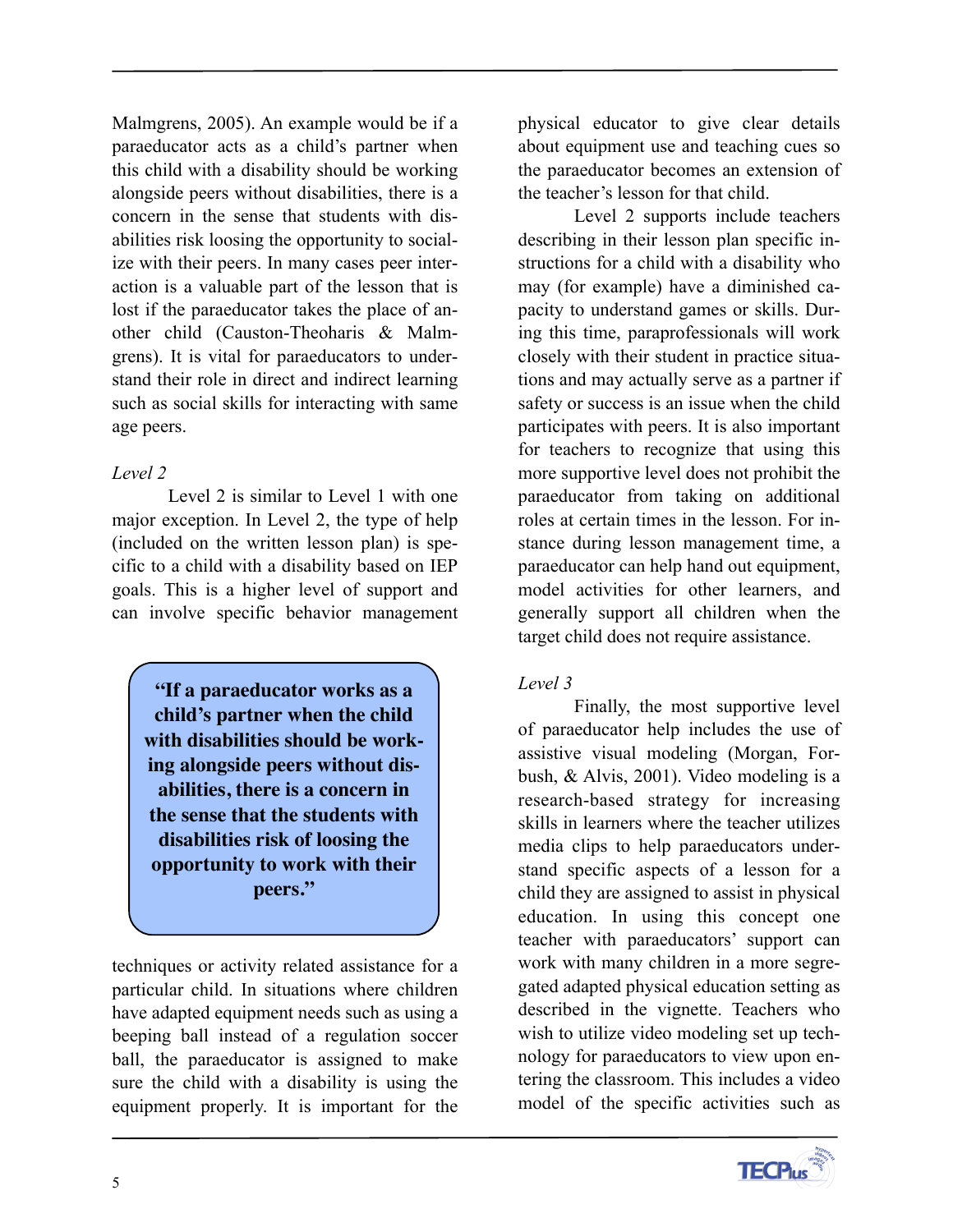Malmgrens, 2005). An example would be if a paraeducator acts as a child's partner when this child with a disability should be working alongside peers without disabilities, there is a concern in the sense that students with disabilities risk loosing the opportunity to socialize with their peers. In many cases peer interaction is a valuable part of the lesson that is lost if the paraeducator takes the place of another child (Causton-Theoharis & Malmgrens). It is vital for paraeducators to understand their role in direct and indirect learning such as social skills for interacting with same age peers.

*Level 2*

Level 2 is similar to Level 1 with one major exception. In Level 2, the type of help (included on the written lesson plan) is specific to a child with a disability based on IEP goals. This is a higher level of support and can involve specific behavior management techniques or activity related assistance for a particular child. In situations where children have adapted equipment needs such as using a beeping ball instead of a regulation soccer ball, the paraeducator is assigned to make sure the child with a disability is using the equipment properly. It is important for the physical educator to give clear details about equipment use and teaching cues so the paraeducator becomes an extension of the teacher's lesson for that child.

> **"If a paraeducator works as a child's partner when the child with disabilities should be working alongside peers without disabilities, there is a concern in the sense that the students with disabilities risk of loosing the opportunity to work with their peers."**

Level 2 supports include teachers describing in their lesson plan specific instructions for a child with a disability who may (for example) have a diminished capacity to understand games or skills. During this time, paraprofessionals will work closely with their student in practice situations and may actually serve as a partner if safety or success is an issue when the child participates with peers. It is also important for teachers to recognize that using this more supportive level does not prohibit the paraeducator from taking on additional roles at certain times in the lesson. For instance during lesson management time, a paraeducator can help hand out equipment, model activities for other learners, and generally support all children when the target child does not require assistance.

*Level 3*

Finally, the most supportive level of paraeducator help includes the use of assistive visual modeling (Morgan, Forbush, & Alvis, 2001). Video modeling is a research-based strategy for increasing skills in learners where the teacher utilizes media clips to help paraeducators understand specific aspects of a lesson for a child they are assigned to assist in physical education. In using this concept one teacher with paraeducators' support can work with many children in a more segregated adapted physical education setting as described in the vignette. Teachers who wish to utilize video modeling set up technology for paraeducators to view upon entering the classroom. This includes a video model of the specific activities such as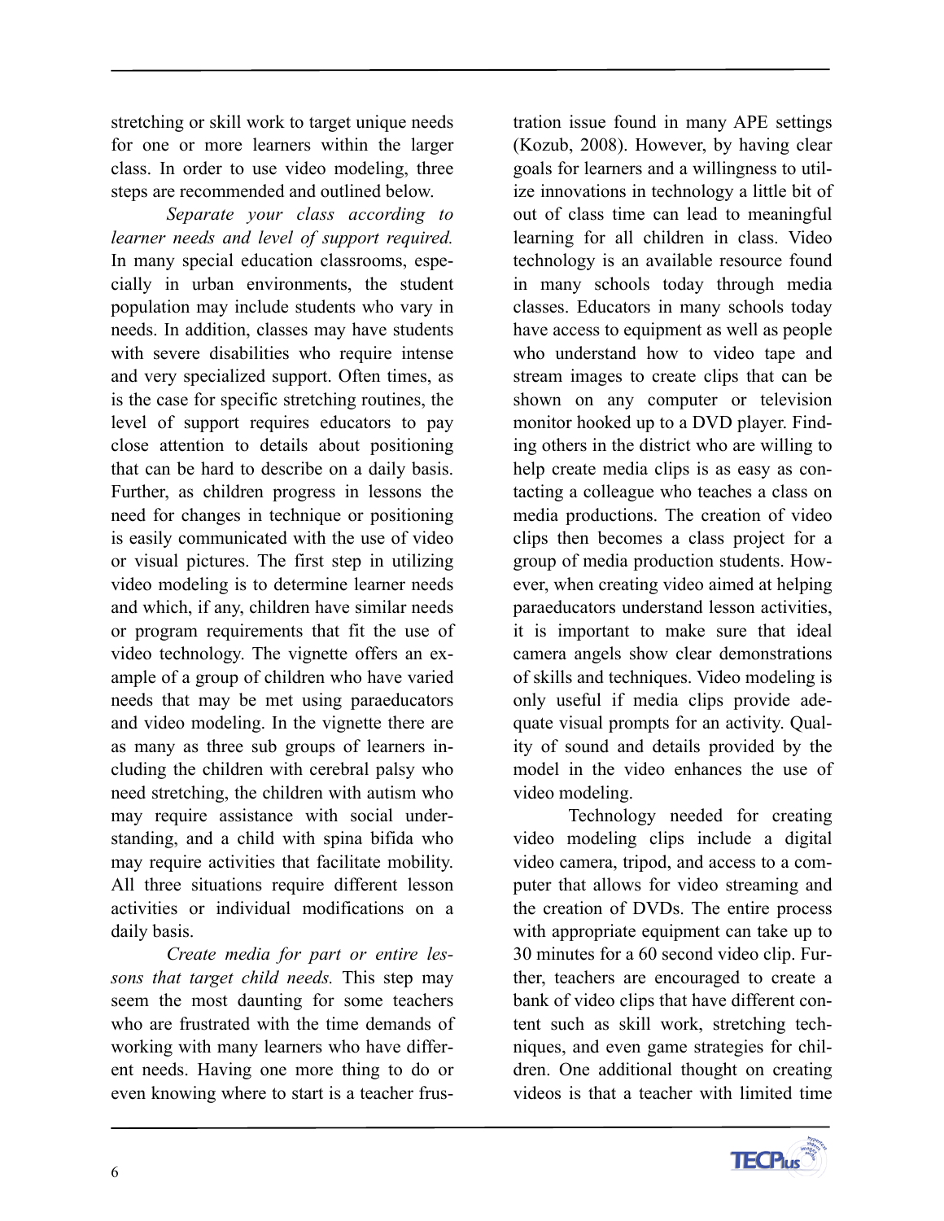stretching or skill work to target unique needs for one or more learners within the larger class. In order to use video modeling, three steps are recommended and outlined below.

*Separate your class according to learner needs and level of support required.* In many special education classrooms, especially in urban environments, the student population may include students who vary in needs. In addition, classes may have students with severe disabilities who require intense and very specialized support. Often times, as is the case for specific stretching routines, the level of support requires educators to pay close attention to details about positioning that can be hard to describe on a daily basis. Further, as children progress in lessons the need for changes in technique or positioning is easily communicated with the use of video or visual pictures. The first step in utilizing video modeling is to determine learner needs and which, if any, children have similar needs or program requirements that fit the use of video technology. The vignette offers an example of a group of children who have varied needs that may be met using paraeducators and video modeling. In the vignette there are as many as three sub groups of learners including the children with cerebral palsy who need stretching, the children with autism who may require assistance with social understanding, and a child with spina bifida who may require activities that facilitate mobility. All three situations require different lesson activities or individual modifications on a daily basis.

*Create media for part or entire lessons that target child needs.* This step may seem the most daunting for some teachers who are frustrated with the time demands of working with many learners who have different needs. Having one more thing to do or even knowing where to start is a teacher frustration issue found in many APE settings (Kozub, 2008). However, by having clear goals for learners and a willingness to utilize innovations in technology a little bit of out of class time can lead to meaningful learning for all children in class. Video technology is an available resource found in many schools today through media classes. Educators in many schools today have access to equipment as well as people who understand how to video tape and stream images to create clips that can be shown on any computer or television monitor hooked up to a DVD player. Finding others in the district who are willing to help create media clips is as easy as contacting a colleague who teaches a class on media productions. The creation of video clips then becomes a class project for a group of media production students. However, when creating video aimed at helping paraeducators understand lesson activities, it is important to make sure that ideal camera angels show clear demonstrations of skills and techniques. Video modeling is only useful if media clips provide adequate visual prompts for an activity. Quality of sound and details provided by the model in the video enhances the use of video modeling.

Technology needed for creating video modeling clips include a digital video camera, tripod, and access to a computer that allows for video streaming and the creation of DVDs. The entire process with appropriate equipment can take up to 30 minutes for a 60 second video clip. Further, teachers are encouraged to create a bank of video clips that have different content such as skill work, stretching techniques, and even game strategies for children. One additional thought on creating videos is that a teacher with limited time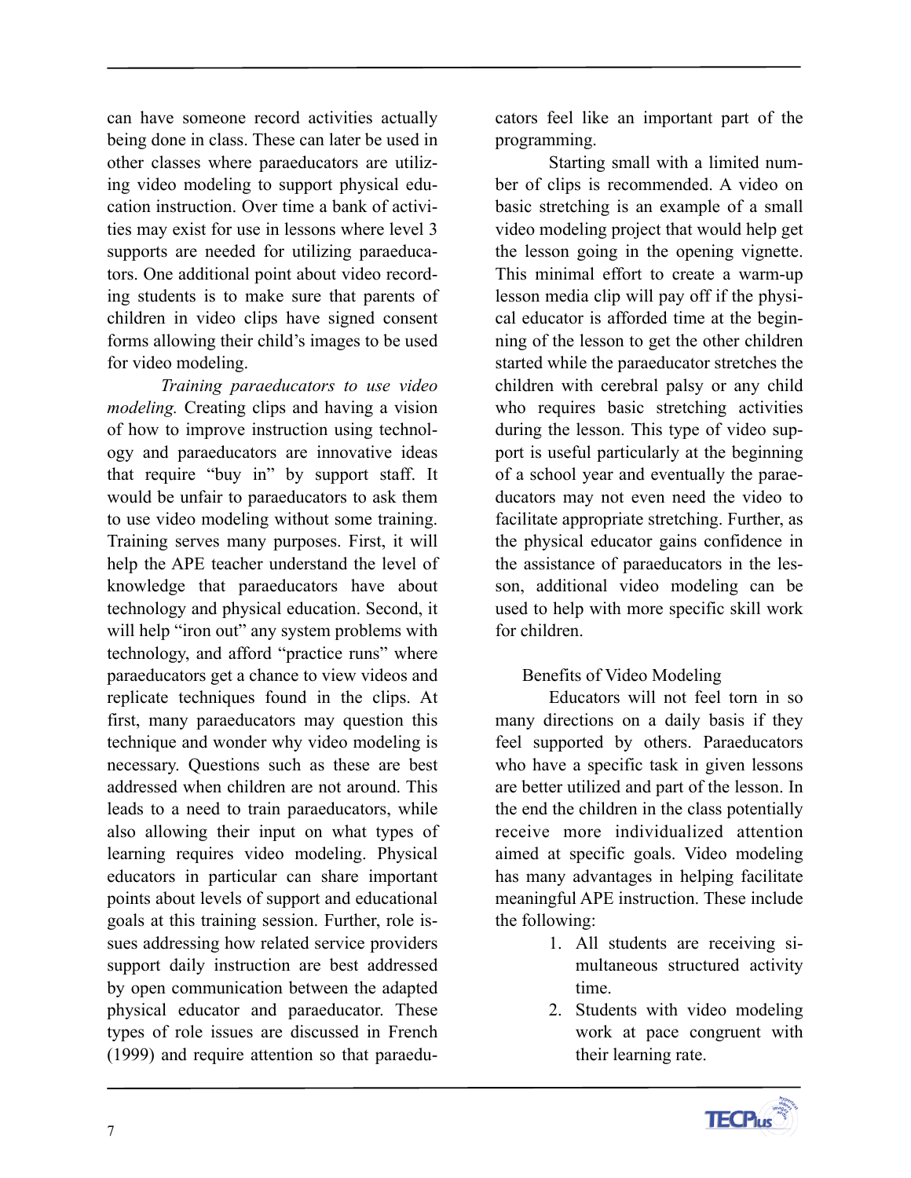can have someone record activities actually being done in class. These can later be used in other classes where paraeducators are utilizing video modeling to support physical education instruction. Over time a bank of activities may exist for use in lessons where level 3 supports are needed for utilizing paraeducators. One additional point about video recording students is to make sure that parents of children in video clips have signed consent forms allowing their child's images to be used for video modeling.

*Training paraeducators to use video modeling.* Creating clips and having a vision of how to improve instruction using technology and paraeducators are innovative ideas that require "buy in" by support staff. It would be unfair to paraeducators to ask them to use video modeling without some training. Training serves many purposes. First, it will help the APE teacher understand the level of knowledge that paraeducators have about technology and physical education. Second, it will help "iron out" any system problems with technology, and afford "practice runs" where paraeducators get a chance to view videos and replicate techniques found in the clips. At first, many paraeducators may question this technique and wonder why video modeling is necessary. Questions such as these are best addressed when children are not around. This leads to a need to train paraeducators, while also allowing their input on what types of learning requires video modeling. Physical educators in particular can share important points about levels of support and educational goals at this training session. Further, role issues addressing how related service providers support daily instruction are best addressed by open communication between the adapted physical educator and paraeducator. These types of role issues are discussed in French (1999) and require attention so that paraeducators feel like an important part of the programming.

Starting small with a limited number of clips is recommended. A video on basic stretching is an example of a small video modeling project that would help get the lesson going in the opening vignette. This minimal effort to create a warm-up lesson media clip will pay off if the physical educator is afforded time at the beginning of the lesson to get the other children started while the paraeducator stretches the children with cerebral palsy or any child who requires basic stretching activities during the lesson. This type of video support is useful particularly at the beginning of a school year and eventually the paraeducators may not even need the video to facilitate appropriate stretching. Further, as the physical educator gains confidence in the assistance of paraeducators in the lesson, additional video modeling can be used to help with more specific skill work for children.

## Benefits of Video Modeling

Educators will not feel torn in so many directions on a daily basis if they feel supported by others. Paraeducators who have a specific task in given lessons are better utilized and part of the lesson. In the end the children in the class potentially receive more individualized attention aimed at specific goals. Video modeling has many advantages in helping facilitate meaningful APE instruction. These include the following:

1. All students are receiving simultaneous structured activity time.
2. Students with video modeling work at pace congruent with their learning rate.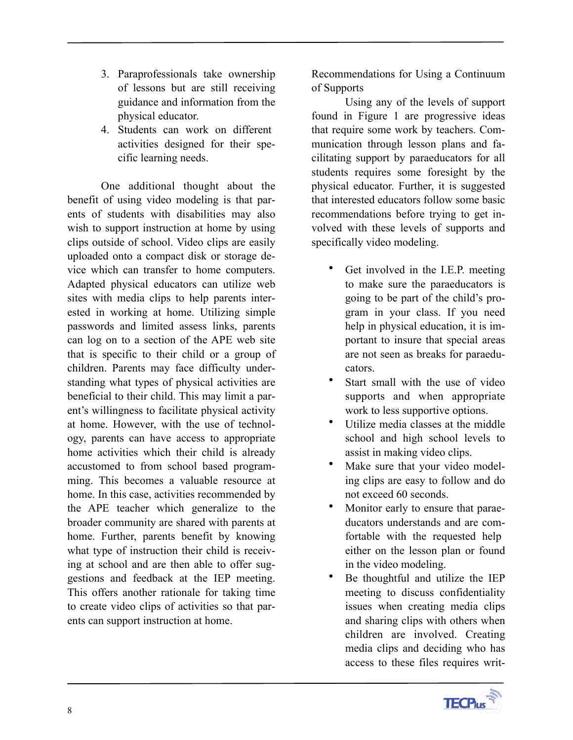3. Paraprofessionals take ownership of lessons but are still receiving guidance and information from the physical educator.
4. Students can work on different activities designed for their specific learning needs.

One additional thought about the benefit of using video modeling is that parents of students with disabilities may also wish to support instruction at home by using clips outside of school. Video clips are easily uploaded onto a compact disk or storage device which can transfer to home computers. Adapted physical educators can utilize web sites with media clips to help parents interested in working at home. Utilizing simple passwords and limited assess links, parents can log on to a section of the APE web site that is specific to their child or a group of children. Parents may face difficulty understanding what types of physical activities are beneficial to their child. This may limit a parent's willingness to facilitate physical activity at home. However, with the use of technology, parents can have access to appropriate home activities which their child is already accustomed to from school based programming. This becomes a valuable resource at home. In this case, activities recommended by the APE teacher which generalize to the broader community are shared with parents at home. Further, parents benefit by knowing what type of instruction their child is receiving at school and are then able to offer suggestions and feedback at the IEP meeting. This offers another rationale for taking time to create video clips of activities so that parents can support instruction at home.

Recommendations for Using a Continuum of Supports

Using any of the levels of support found in Figure 1 are progressive ideas that require some work by teachers. Communication through lesson plans and facilitating support by paraeducators for all students requires some foresight by the physical educator. Further, it is suggested that interested educators follow some basic recommendations before trying to get involved with these levels of supports and specifically video modeling.

- Get involved in the I.E.P. meeting to make sure the paraeducators is going to be part of the child's program in your class. If you need help in physical education, it is important to insure that special areas are not seen as breaks for paraeducators.
- Start small with the use of video supports and when appropriate work to less supportive options.
- Utilize media classes at the middle school and high school levels to assist in making video clips.
- Make sure that your video modeling clips are easy to follow and do not exceed 60 seconds.
- Monitor early to ensure that paraeducators understands and are comfortable with the requested help either on the lesson plan or found in the video modeling.
- Be thoughtful and utilize the IEP meeting to discuss confidentiality issues when creating media clips and sharing clips with others when children are involved. Creating media clips and deciding who has access to these files requires writ-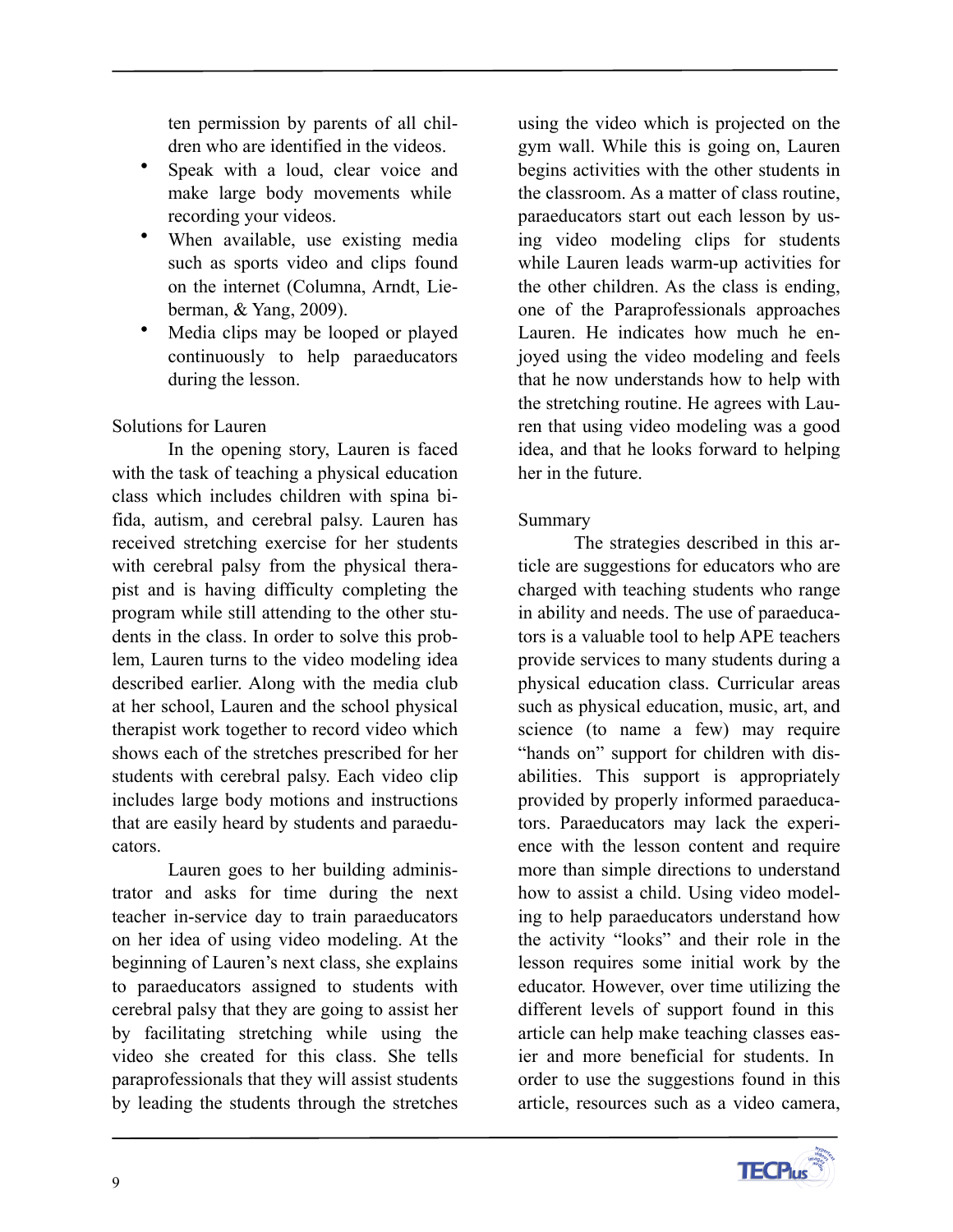ten permission by parents of all children who are identified in the videos.

- Speak with a loud, clear voice and make large body movements while recording your videos.
- When available, use existing media such as sports video and clips found on the internet (Columna, Arndt, Lieberman, & Yang, 2009).
- Media clips may be looped or played continuously to help paraeducators during the lesson.

## Solutions for Lauren

In the opening story, Lauren is faced with the task of teaching a physical education class which includes children with spina bifida, autism, and cerebral palsy. Lauren has received stretching exercise for her students with cerebral palsy from the physical therapist and is having difficulty completing the program while still attending to the other students in the class. In order to solve this problem, Lauren turns to the video modeling idea described earlier. Along with the media club at her school, Lauren and the school physical therapist work together to record video which shows each of the stretches prescribed for her students with cerebral palsy. Each video clip includes large body motions and instructions that are easily heard by students and paraeducators.

Lauren goes to her building administrator and asks for time during the next teacher in-service day to train paraeducators on her idea of using video modeling. At the beginning of Lauren's next class, she explains to paraeducators assigned to students with cerebral palsy that they are going to assist her by facilitating stretching while using the video she created for this class. She tells paraprofessionals that they will assist students by leading the students through the stretches using the video which is projected on the gym wall. While this is going on, Lauren begins activities with the other students in the classroom. As a matter of class routine, paraeducators start out each lesson by using video modeling clips for students while Lauren leads warm-up activities for the other children. As the class is ending, one of the Paraprofessionals approaches Lauren. He indicates how much he enjoyed using the video modeling and feels that he now understands how to help with the stretching routine. He agrees with Lauren that using video modeling was a good idea, and that he looks forward to helping her in the future.

## Summary

The strategies described in this article are suggestions for educators who are charged with teaching students who range in ability and needs. The use of paraeducators is a valuable tool to help APE teachers provide services to many students during a physical education class. Curricular areas such as physical education, music, art, and science (to name a few) may require "hands on" support for children with disabilities. This support is appropriately provided by properly informed paraeducators. Paraeducators may lack the experience with the lesson content and require more than simple directions to understand how to assist a child. Using video modeling to help paraeducators understand how the activity "looks" and their role in the lesson requires some initial work by the educator. However, over time utilizing the different levels of support found in this article can help make teaching classes easier and more beneficial for students. In order to use the suggestions found in this article, resources such as a video camera,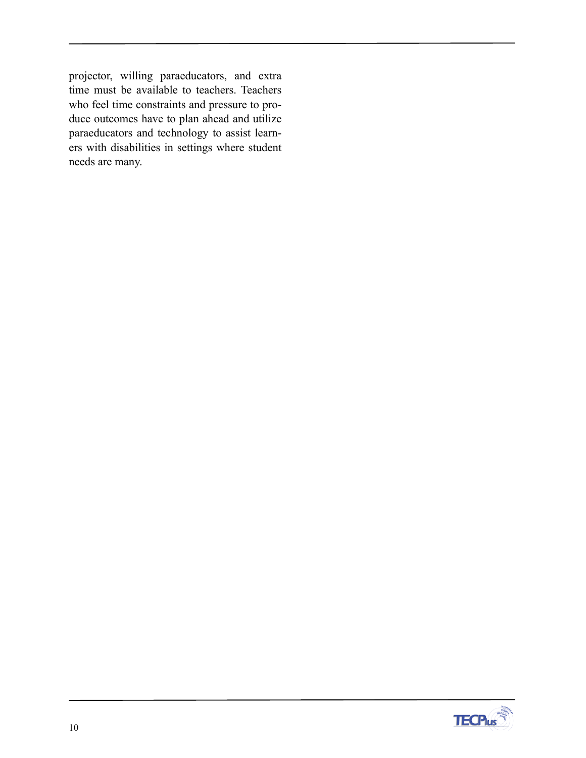projector, willing paraeducators, and extra time must be available to teachers. Teachers who feel time constraints and pressure to produce outcomes have to plan ahead and utilize paraeducators and technology to assist learners with disabilities in settings where student needs are many.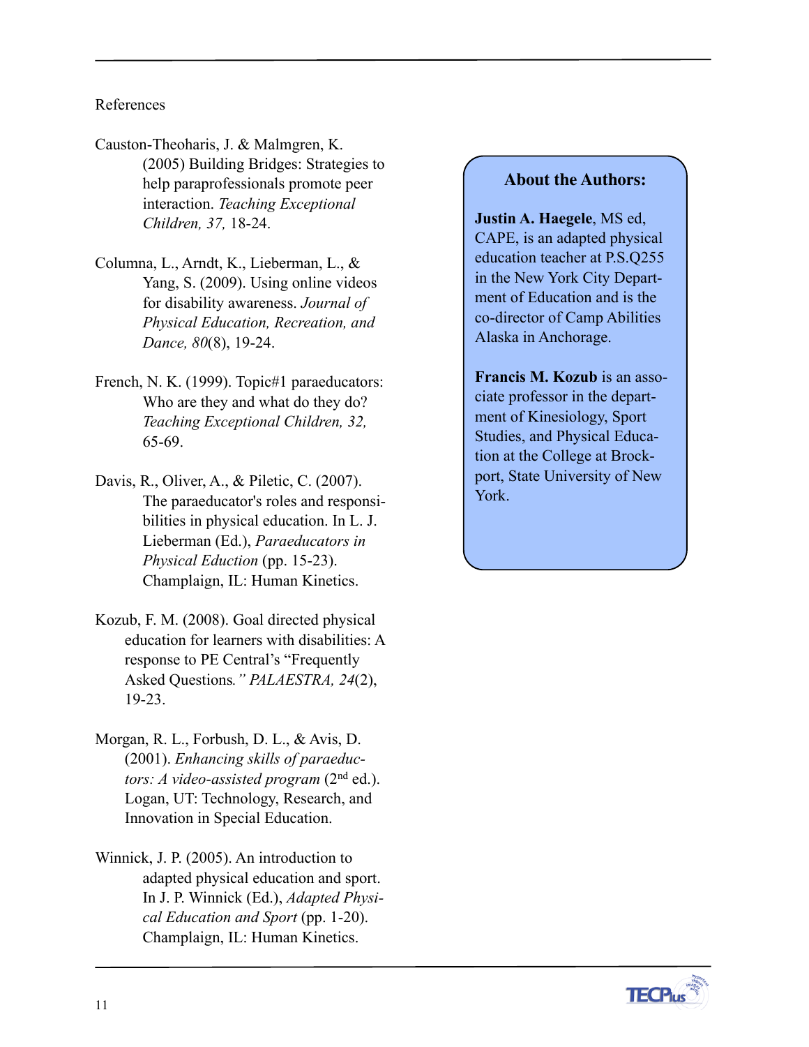References

Causton-Theoharis, J. & Malmgren, K. (2005) Building Bridges: Strategies to help paraprofessionals promote peer interaction. *Teaching Exceptional Children, 37,* 18-24.

Columna, L., Arndt, K., Lieberman, L., & Yang, S. (2009). Using online videos for disability awareness. *Journal of Physical Education, Recreation, and Dance, 80*(8), 19-24.

French, N. K. (1999). Topic#1 paraeducators: Who are they and what do they do? *Teaching Exceptional Children, 32,* 65-69.

Davis, R., Oliver, A., & Piletic, C. (2007). The paraeducator's roles and responsibilities in physical education. In L. J. Lieberman (Ed.), *Paraeducators in Physical Eduction* (pp. 15-23). Champlaign, IL: Human Kinetics.

Kozub, F. M. (2008). Goal directed physical education for learners with disabilities: A response to PE Central's "Frequently Asked Questions*." PALAESTRA, 24*(2), 19-23.

Morgan, R. L., Forbush, D. L., & Avis, D. (2001). *Enhancing skills of paraeductors: A video-assisted program* (2nd ed.). Logan, UT: Technology, Research, and Innovation in Special Education.

Winnick, J. P. (2005). An introduction to adapted physical education and sport. In J. P. Winnick (Ed.), *Adapted Physical Education and Sport* (pp. 1-20). Champlaign, IL: Human Kinetics.

**About the Authors:**

**Justin A. Haegele**, MS ed, CAPE, is an adapted physical education teacher at P.S.Q255 in the New York City Department of Education and is the co-director of Camp Abilities Alaska in Anchorage.

**Francis M. Kozub** is an associate professor in the department of Kinesiology, Sport Studies, and Physical Education at the College at Brockport, State University of New York.